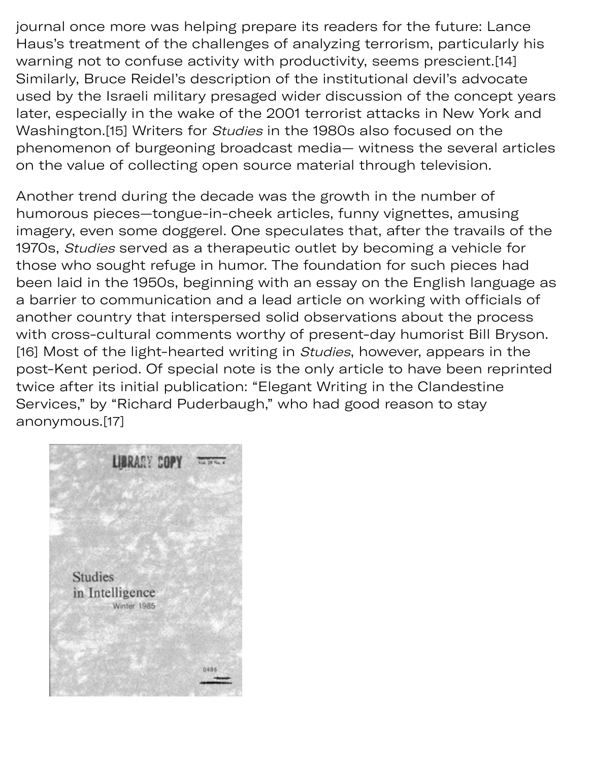journal once more was helping prepare its readers for the future: Lance Haus's treatment of the challenges of analyzing terrorism, particularly his warning not to confuse activity with productivity, seems prescient.[14] Similarly, Bruce Reidel's description of the institutional devil's advocate used by the Israeli military presaged wider discussion of the concept years later, especially in the wake of the 2001 terrorist attacks in New York and Washington.[15] Writers for *Studies* in the 1980s also focused on the phenomenon of burgeoning broadcast media— witness the several articles on the value of collecting open source material through television.

Another trend during the decade was the growth in the number of humorous pieces—tongue-in-cheek articles, funny vignettes, amusing imagery, even some doggerel. One speculates that, after the travails of the 1970s, *Studies* served as a therapeutic outlet by becoming a vehicle for those who sought refuge in humor. The foundation for such pieces had been laid in the 1950s, beginning with an essay on the English language as a barrier to communication and a lead article on working with officials of another country that interspersed solid observations about the process with cross-cultural comments worthy of present-day humorist Bill Bryson.[16] Most of the light-hearted writing in *Studies*, however, appears in the post-Kent period. Of special note is the only article to have been reprinted twice after its initial publication: "Elegant Writing in the Clandestine Services," by "Richard Puderbaugh," who had good reason to stay anonymous.[17]

LIBRARY COPY

Studies in Intelligence
Winter 1985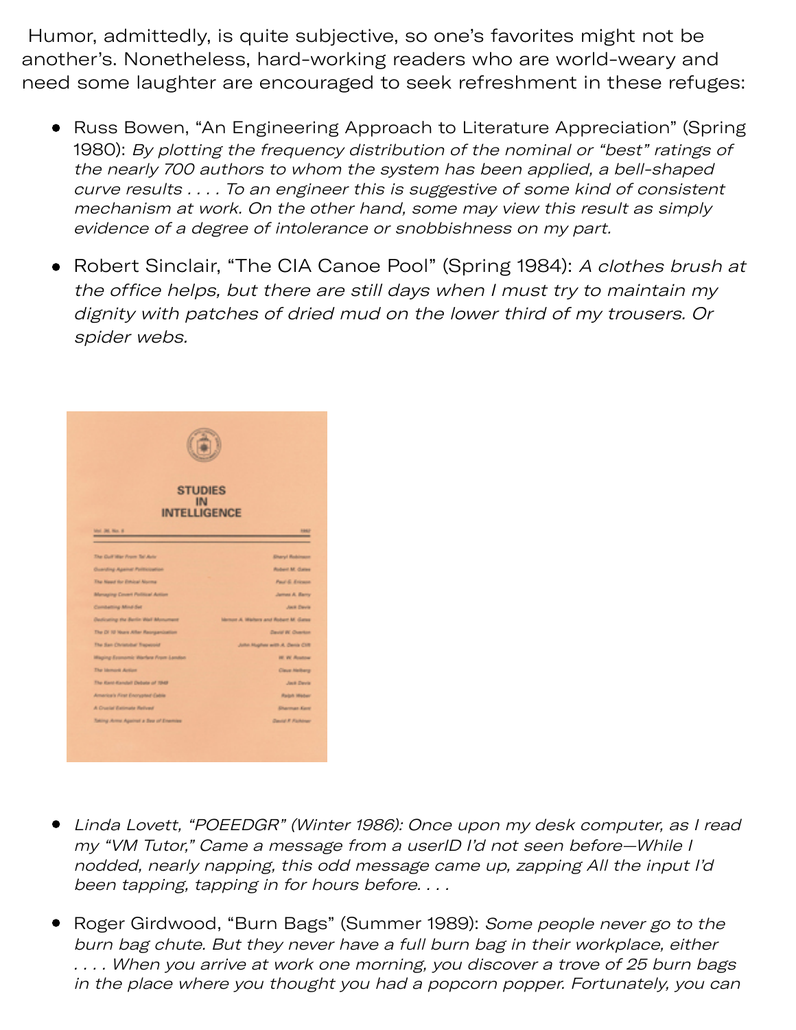Humor, admittedly, is quite subjective, so one's favorites might not be another's. Nonetheless, hard-working readers who are world-weary and need some laughter are encouraged to seek refreshment in these refuges:

- Russ Bowen, "An Engineering Approach to Literature Appreciation" (Spring 1980): *By plotting the frequency distribution of the nominal or "best" ratings of the nearly 700 authors to whom the system has been applied, a bell-shaped curve results . . . . To an engineer this is suggestive of some kind of consistent mechanism at work. On the other hand, some may view this result as simply evidence of a degree of intolerance or snobbishness on my part.*

- Robert Sinclair, "The CIA Canoe Pool" (Spring 1984): *A clothes brush at the office helps, but there are still days when I must try to maintain my dignity with patches of dried mud on the lower third of my trousers. Or spider webs.*

- *Linda Lovett, "POEEDGR" (Winter 1986): Once upon my desk computer, as I read my "VM Tutor," Came a message from a userID I'd not seen before—While I nodded, nearly napping, this odd message came up, zapping All the input I'd been tapping, tapping in for hours before. . . .*

- Roger Girdwood, "Burn Bags" (Summer 1989): *Some people never go to the burn bag chute. But they never have a full burn bag in their workplace, either . . . . When you arrive at work one morning, you discover a trove of 25 burn bags in the place where you thought you had a popcorn popper. Fortunately, you can*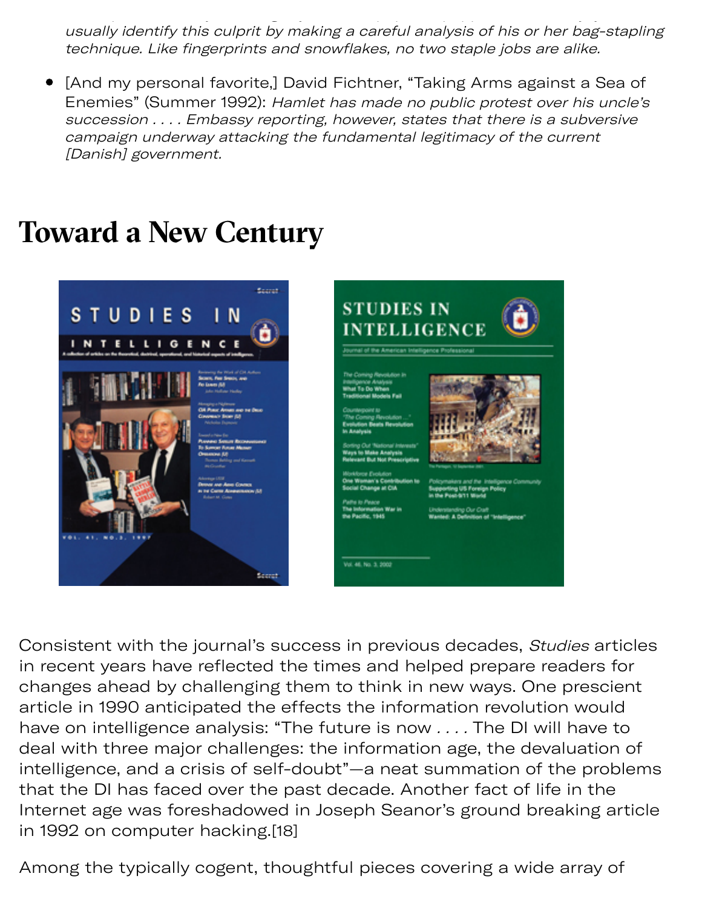*usually identify this culprit by making a careful analysis of his or her bag-stapling technique. Like fingerprints and snowflakes, no two staple jobs are alike.*

- [And my personal favorite,] David Fichtner, "Taking Arms against a Sea of Enemies" (Summer 1992): *Hamlet has made no public protest over his uncle's succession . . . . Embassy reporting, however, states that there is a subversive campaign underway attacking the fundamental legitimacy of the current [Danish] government.*

# Toward a New Century

Consistent with the journal's success in previous decades, *Studies* articles in recent years have reflected the times and helped prepare readers for changes ahead by challenging them to think in new ways. One prescient article in 1990 anticipated the effects the information revolution would have on intelligence analysis: "The future is now . . . . The DI will have to deal with three major challenges: the information age, the devaluation of intelligence, and a crisis of self-doubt"—a neat summation of the problems that the DI has faced over the past decade. Another fact of life in the Internet age was foreshadowed in Joseph Seanor's ground breaking article in 1992 on computer hacking.[18]

Among the typically cogent, thoughtful pieces covering a wide array of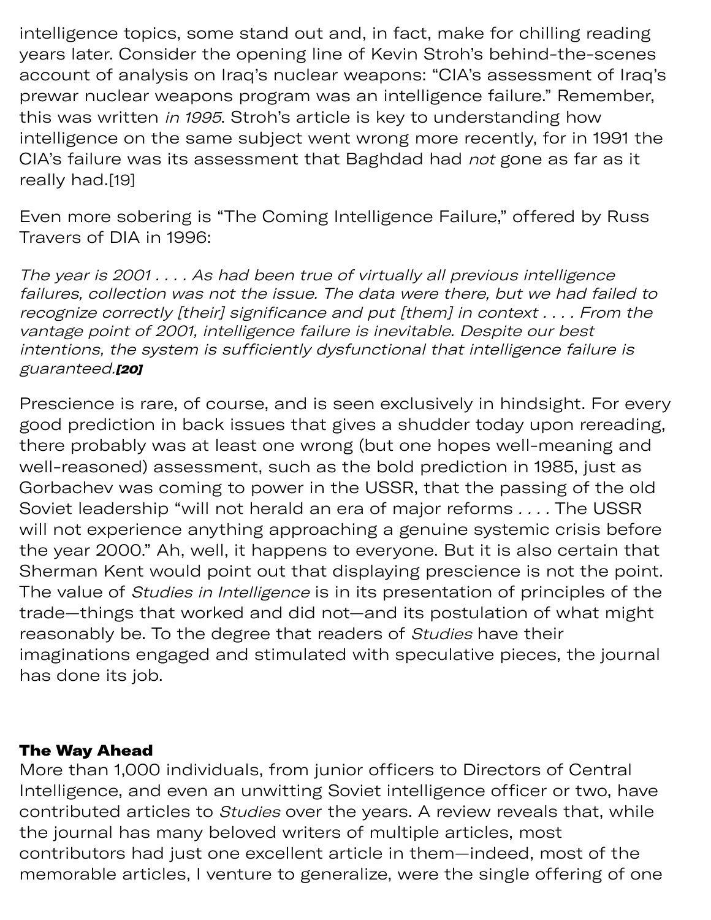intelligence topics, some stand out and, in fact, make for chilling reading years later. Consider the opening line of Kevin Stroh's behind-the-scenes account of analysis on Iraq's nuclear weapons: "CIA's assessment of Iraq's prewar nuclear weapons program was an intelligence failure." Remember, this was written *in 1995*. Stroh's article is key to understanding how intelligence on the same subject went wrong more recently, for in 1991 the CIA's failure was its assessment that Baghdad had *not* gone as far as it really had.[19]

Even more sobering is "The Coming Intelligence Failure," offered by Russ Travers of DIA in 1996:

> *The year is 2001 . . . . As had been true of virtually all previous intelligence failures, collection was not the issue. The data were there, but we had failed to recognize correctly [their] significance and put [them] in context . . . . From the vantage point of 2001, intelligence failure is inevitable. Despite our best intentions, the system is sufficiently dysfunctional that intelligence failure is guaranteed.***[20]**

Prescience is rare, of course, and is seen exclusively in hindsight. For every good prediction in back issues that gives a shudder today upon rereading, there probably was at least one wrong (but one hopes well-meaning and well-reasoned) assessment, such as the bold prediction in 1985, just as Gorbachev was coming to power in the USSR, that the passing of the old Soviet leadership "will not herald an era of major reforms . . . . The USSR will not experience anything approaching a genuine systemic crisis before the year 2000." Ah, well, it happens to everyone. But it is also certain that Sherman Kent would point out that displaying prescience is not the point. The value of *Studies in Intelligence* is in its presentation of principles of the trade—things that worked and did not—and its postulation of what might reasonably be. To the degree that readers of *Studies* have their imaginations engaged and stimulated with speculative pieces, the journal has done its job.

### The Way Ahead

More than 1,000 individuals, from junior officers to Directors of Central Intelligence, and even an unwitting Soviet intelligence officer or two, have contributed articles to *Studies* over the years. A review reveals that, while the journal has many beloved writers of multiple articles, most contributors had just one excellent article in them—indeed, most of the memorable articles, I venture to generalize, were the single offering of one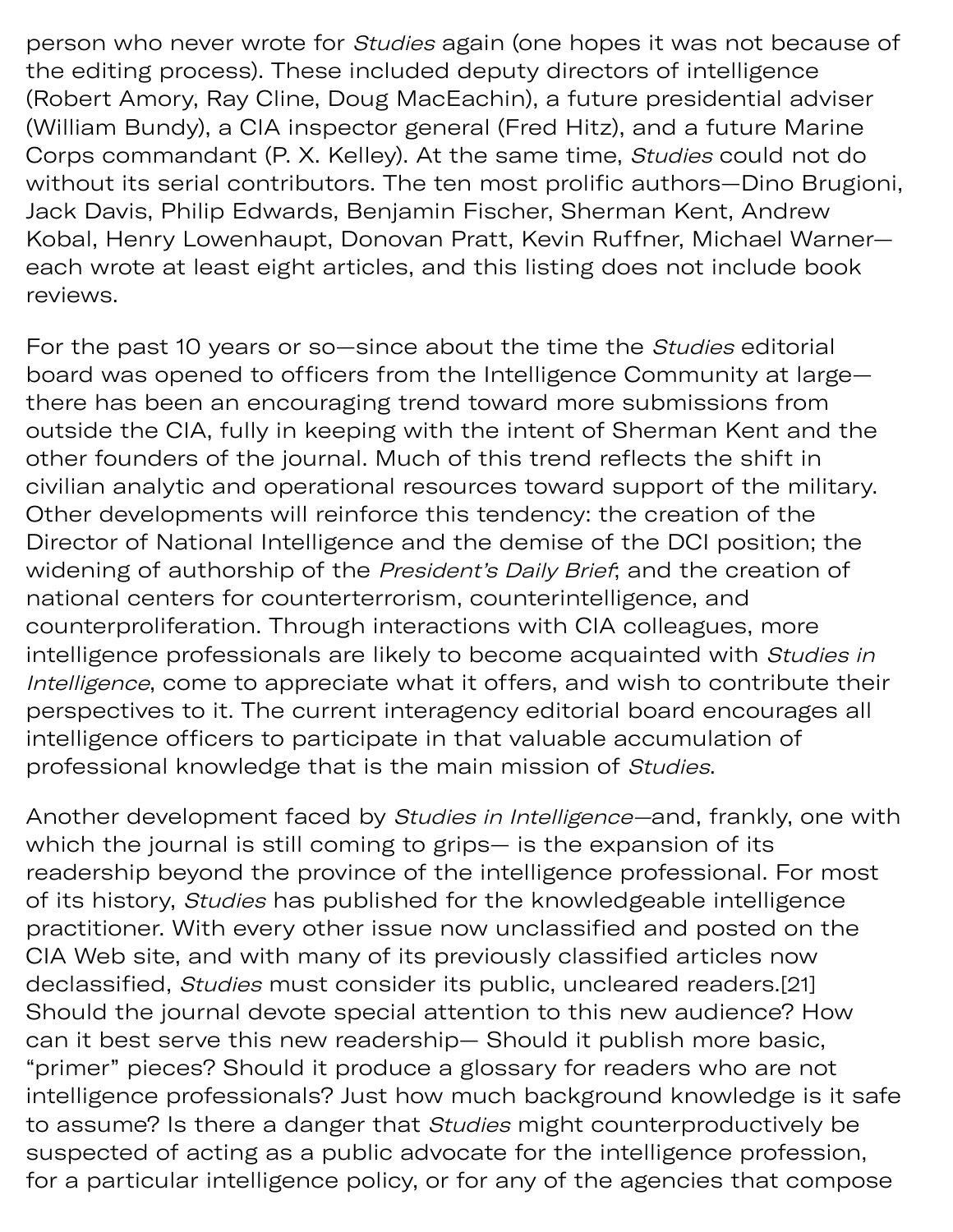person who never wrote for *Studies* again (one hopes it was not because of the editing process). These included deputy directors of intelligence (Robert Amory, Ray Cline, Doug MacEachin), a future presidential adviser (William Bundy), a CIA inspector general (Fred Hitz), and a future Marine Corps commandant (P. X. Kelley). At the same time, *Studies* could not do without its serial contributors. The ten most prolific authors—Dino Brugioni, Jack Davis, Philip Edwards, Benjamin Fischer, Sherman Kent, Andrew Kobal, Henry Lowenhaupt, Donovan Pratt, Kevin Ruffner, Michael Warner—each wrote at least eight articles, and this listing does not include book reviews.

For the past 10 years or so—since about the time the *Studies* editorial board was opened to officers from the Intelligence Community at large—there has been an encouraging trend toward more submissions from outside the CIA, fully in keeping with the intent of Sherman Kent and the other founders of the journal. Much of this trend reflects the shift in civilian analytic and operational resources toward support of the military. Other developments will reinforce this tendency: the creation of the Director of National Intelligence and the demise of the DCI position; the widening of authorship of the *President's Daily Brief*; and the creation of national centers for counterterrorism, counterintelligence, and counterproliferation. Through interactions with CIA colleagues, more intelligence professionals are likely to become acquainted with *Studies in Intelligence*, come to appreciate what it offers, and wish to contribute their perspectives to it. The current interagency editorial board encourages all intelligence officers to participate in that valuable accumulation of professional knowledge that is the main mission of *Studies*.

Another development faced by *Studies in Intelligence*—and, frankly, one with which the journal is still coming to grips— is the expansion of its readership beyond the province of the intelligence professional. For most of its history, *Studies* has published for the knowledgeable intelligence practitioner. With every other issue now unclassified and posted on the CIA Web site, and with many of its previously classified articles now declassified, *Studies* must consider its public, uncleared readers.[21] Should the journal devote special attention to this new audience? How can it best serve this new readership— Should it publish more basic, "primer" pieces? Should it produce a glossary for readers who are not intelligence professionals? Just how much background knowledge is it safe to assume? Is there a danger that *Studies* might counterproductively be suspected of acting as a public advocate for the intelligence profession, for a particular intelligence policy, or for any of the agencies that compose